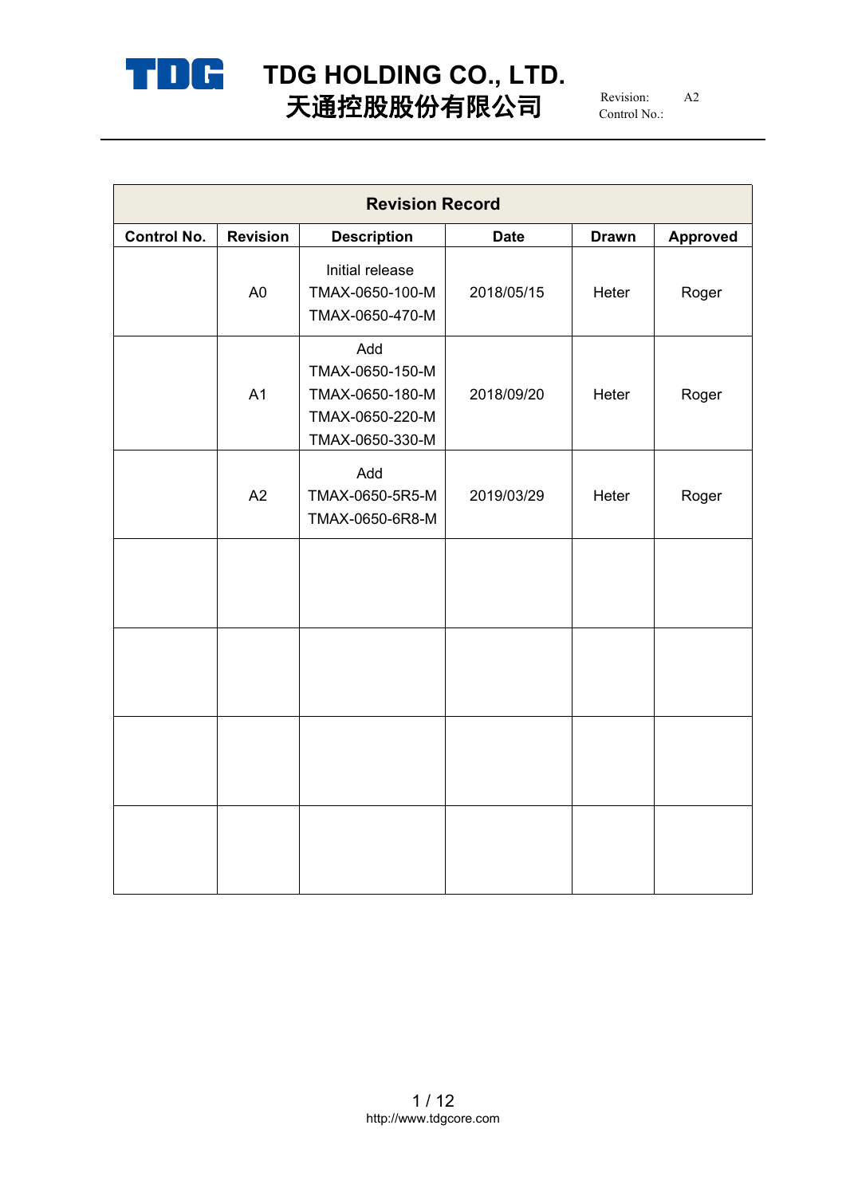# TDG HOLDING CO., LTD.
# 天通控股股份有限公司

Revision: A2
Control No.:

| Revision Record | | | | | |
|---|---|---|---|---|---|
| **Control No.** | **Revision** | **Description** | **Date** | **Drawn** | **Approved** |
| | A0 | Initial release<br>TMAX-0650-100-M<br>TMAX-0650-470-M | 2018/05/15 | Heter | Roger |
| | A1 | Add<br>TMAX-0650-150-M<br>TMAX-0650-180-M<br>TMAX-0650-220-M<br>TMAX-0650-330-M | 2018/09/20 | Heter | Roger |
| | A2 | Add<br>TMAX-0650-5R5-M<br>TMAX-0650-6R8-M | 2019/03/29 | Heter | Roger |
| | | | | | |
| | | | | | |
| | | | | | |
| | | | | | |

http://www.tdgcore.com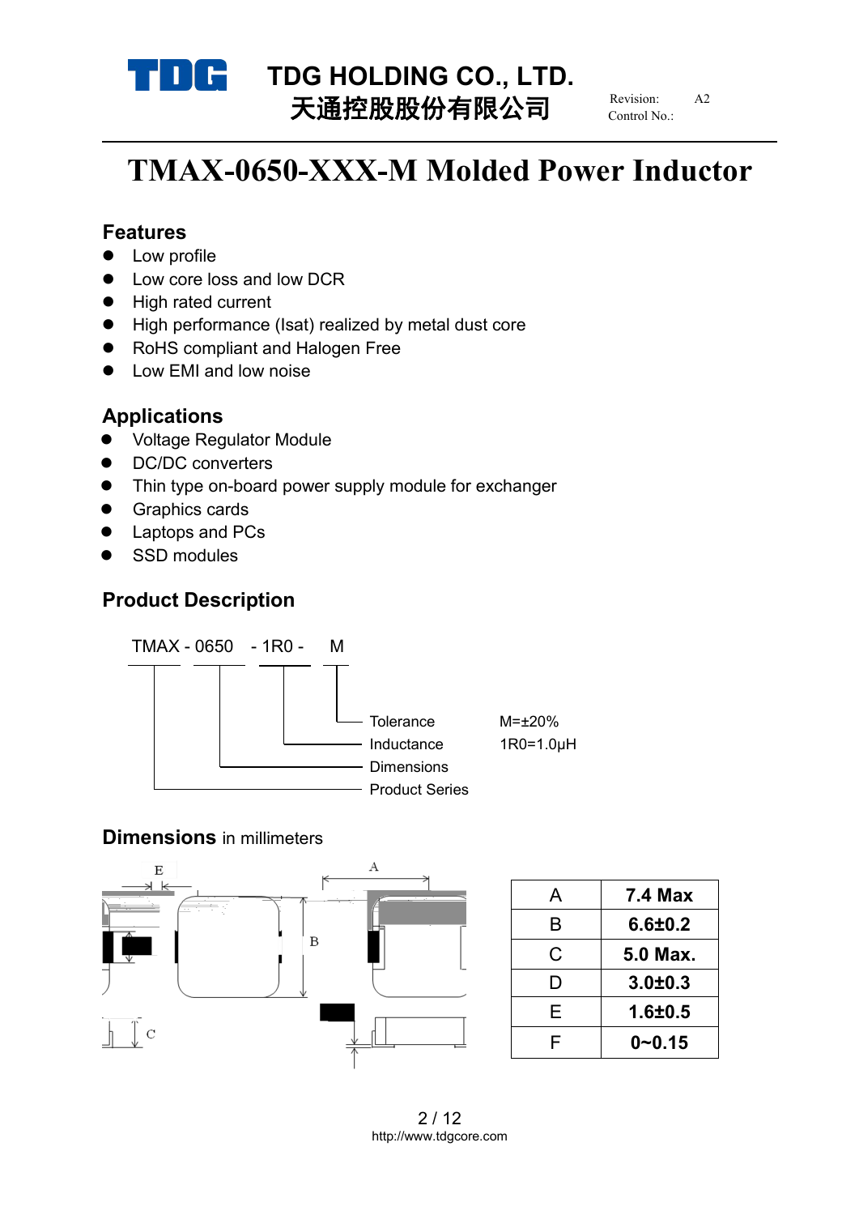**TDG HOLDING CO., LTD.**
**天通控股股份有限公司**

Revision: A2
Control No.:

# TMAX-0650-XXX-M Molded Power Inductor

## Features

- Low profile
- Low core loss and low DCR
- High rated current
- High performance (Isat) realized by metal dust core
- RoHS compliant and Halogen Free
- Low EMI and low noise

## Applications

- Voltage Regulator Module
- DC/DC converters
- Thin type on-board power supply module for exchanger
- Graphics cards
- Laptops and PCs
- SSD modules

## Product Description

TMAX - 0650 - 1R0 - M

| Code | Meaning | Example |
|---|---|---|
| M | Tolerance | M=±20% |
| 1R0 | Inductance | 1R0=1.0μH |
| 0650 | Dimensions | |
| TMAX | Product Series | |

## Dimensions in millimeters

| | |
|---|---|
| A | **7.4 Max** |
| B | **6.6±0.2** |
| C | **5.0 Max.** |
| D | **3.0±0.3** |
| E | **1.6±0.5** |
| F | **0~0.15** |

http://www.tdgcore.com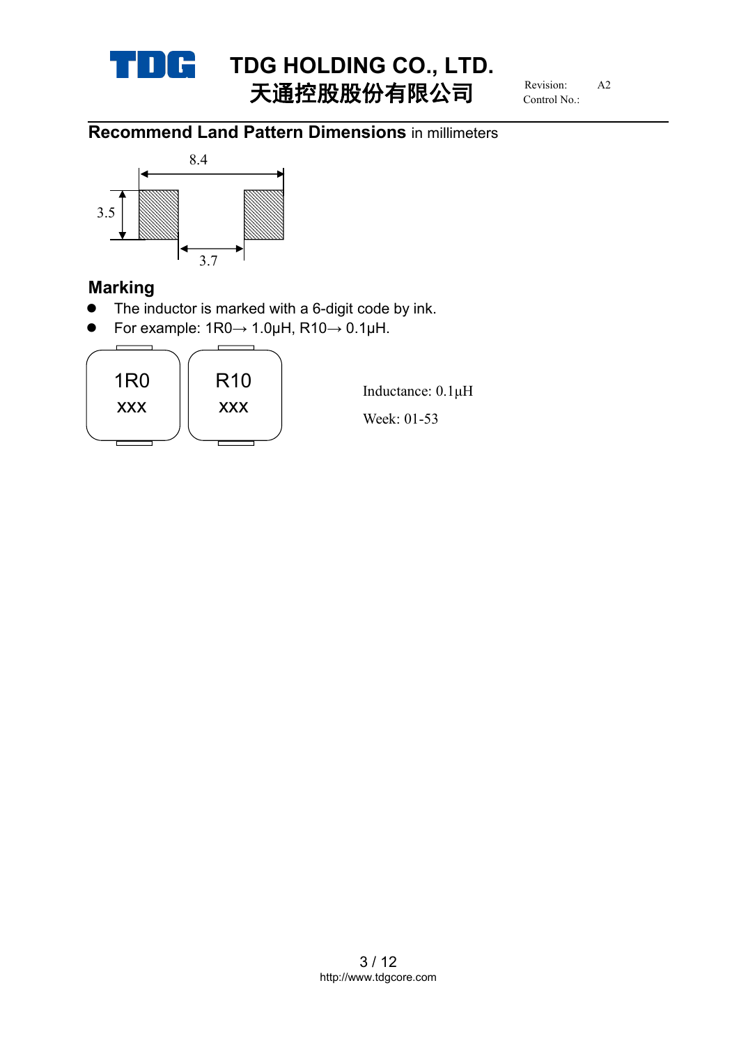## Recommend Land Pattern Dimensions in millimeters

8.4

3.5

3.7

## Marking

- The inductor is marked with a 6-digit code by ink.
- For example: 1R0→ 1.0μH, R10→ 0.1μH.

1R0
XXX

R10
XXX

Inductance: 0.1μH

Week: 01-53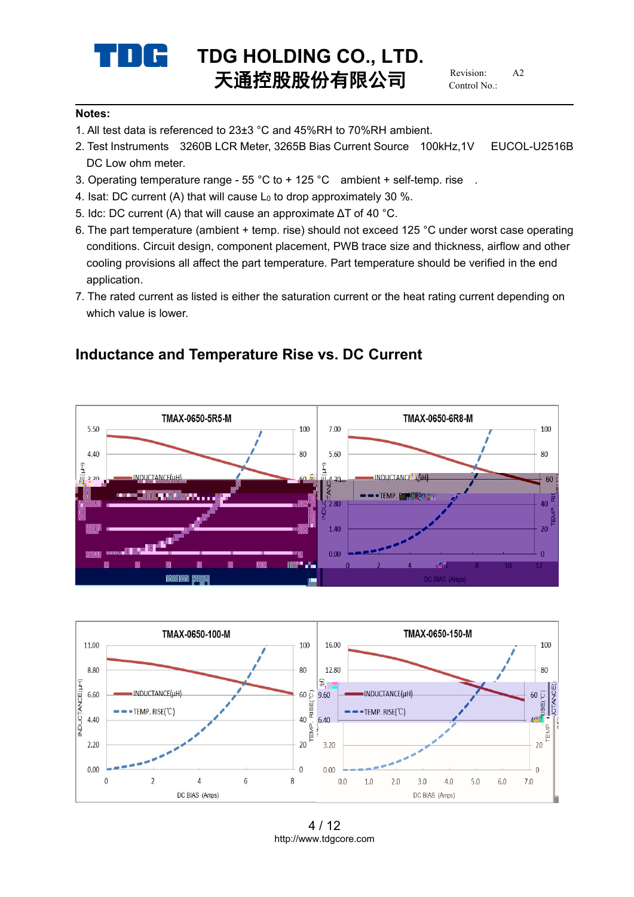**Notes:**

1. All test data is referenced to 23±3 °C and 45%RH to 70%RH ambient.
2. Test Instruments 3260B LCR Meter, 3265B Bias Current Source 100kHz,1V EUCOL-U2516B DC Low ohm meter.
3. Operating temperature range - 55 °C to + 125 °C ambient + self-temp. rise .
4. Isat: DC current (A) that will cause $L_0$ to drop approximately 30 %.
5. Idc: DC current (A) that will cause an approximate ΔT of 40 °C.
6. The part temperature (ambient + temp. rise) should not exceed 125 °C under worst case operating conditions. Circuit design, component placement, PWB trace size and thickness, airflow and other cooling provisions all affect the part temperature. Part temperature should be verified in the end application.
7. The rated current as listed is either the saturation current or the heat rating current depending on which value is lower.

## Inductance and Temperature Rise vs. DC Current

TMAX-0650-5R5-M

TMAX-0650-6R8-M

TMAX-0650-100-M

TMAX-0650-150-M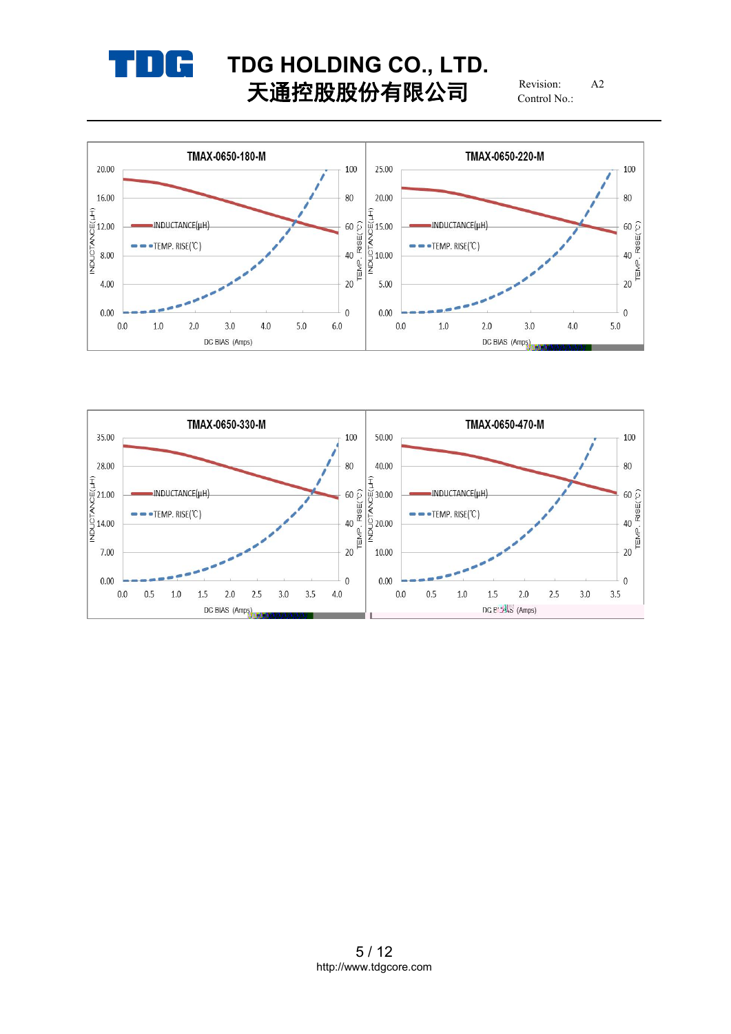### TMAX-0650-180-M

INDUCTANCE(μH)
TEMP. RISE(℃)

DC BIAS (Amps)

### TMAX-0650-220-M

INDUCTANCE(μH)
TEMP. RISE(℃)

DC BIAS (Amps)

### TMAX-0650-330-M

INDUCTANCE(μH)
TEMP. RISE(℃)

DC BIAS (Amps)

### TMAX-0650-470-M

INDUCTANCE(μH)
TEMP. RISE(℃)

DC BIAS (Amps)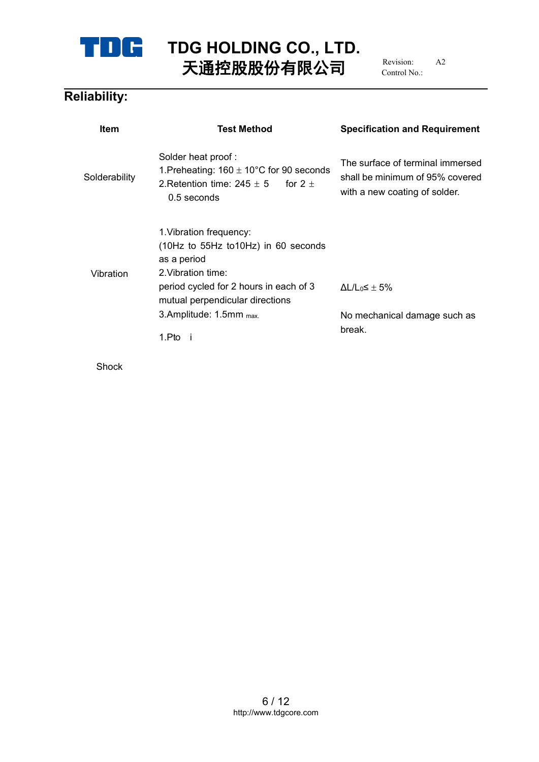## Reliability:

| Item | Test Method | Specification and Requirement |
|---|---|---|
| Solderability | Solder heat proof :<br>1.Preheating: 160 ± 10°C for 90 seconds<br>2.Retention time: 245 ± 5 for 2 ± 0.5 seconds | The surface of terminal immersed shall be minimum of 95% covered with a new coating of solder. |
| Vibration | 1.Vibration frequency:<br>(10Hz to 55Hz to10Hz) in 60 seconds as a period<br>2.Vibration time:<br>period cycled for 2 hours in each of 3 mutual perpendicular directions<br>3.Amplitude: 1.5mm $_{max.}$ | $\Delta L/L_0 \leq \pm 5\%$<br><br>No mechanical damage such as break. |
| Shock | 1.Pto i | |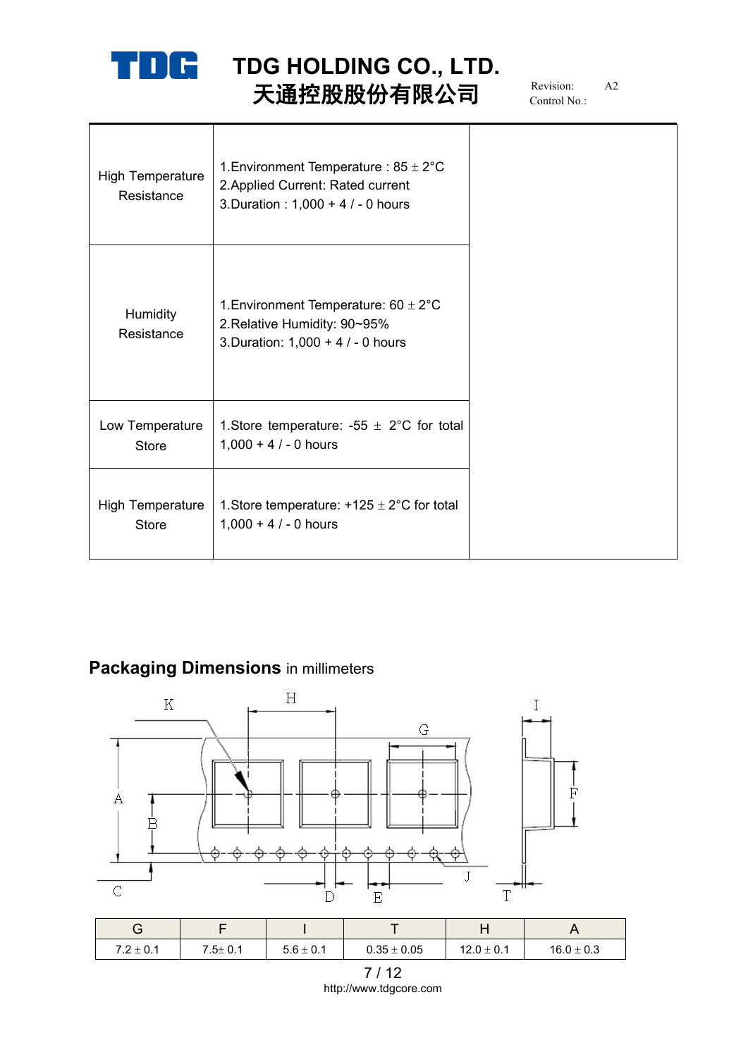| High Temperature Resistance | 1.Environment Temperature : 85 ± 2°C<br>2.Applied Current: Rated current<br>3.Duration : 1,000 + 4 / - 0 hours | |
|---|---|---|
| Humidity Resistance | 1.Environment Temperature: 60 ± 2°C<br>2.Relative Humidity: 90~95%<br>3.Duration: 1,000 + 4 / - 0 hours | |
| Low Temperature Store | 1.Store temperature: -55 ± 2°C for total 1,000 + 4 / - 0 hours | |
| High Temperature Store | 1.Store temperature: +125 ± 2°C for total 1,000 + 4 / - 0 hours | |

## **Packaging Dimensions** in millimeters

K H I G A F B J C D E T

| G | F | I | T | H | A |
|---|---|---|---|---|---|
| 7.2 ± 0.1 | 7.5± 0.1 | 5.6 ± 0.1 | 0.35 ± 0.05 | 12.0 ± 0.1 | 16.0 ± 0.3 |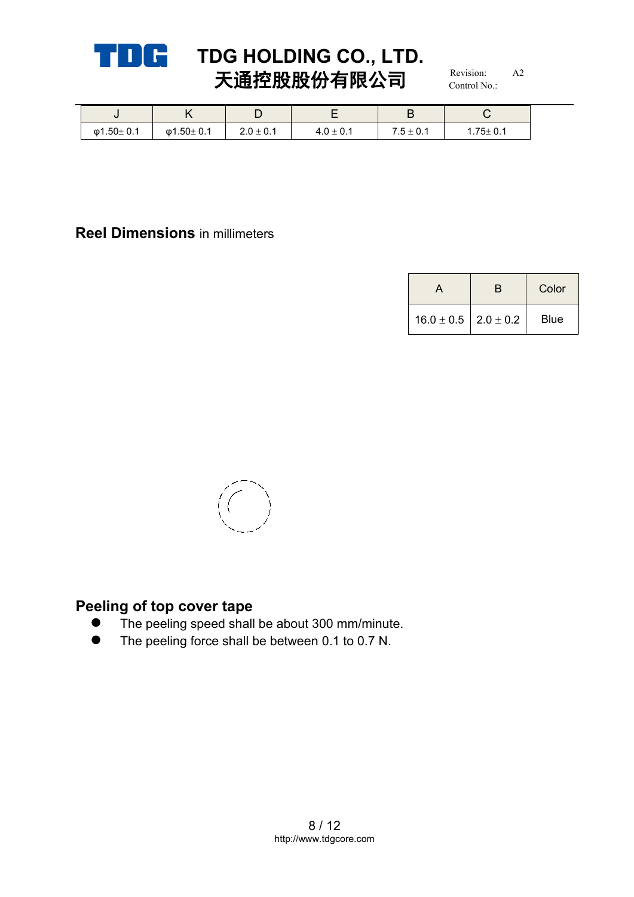| J | K | D | E | B | C |
|---|---|---|---|---|---|
| φ1.50± 0.1 | φ1.50± 0.1 | 2.0 ± 0.1 | 4.0 ± 0.1 | 7.5 ± 0.1 | 1.75± 0.1 |

## Reel Dimensions in millimeters

| A | B | Color |
|---|---|---|
| 16.0 ± 0.5 | 2.0 ± 0.2 | Blue |

## Peeling of top cover tape

- The peeling speed shall be about 300 mm/minute.
- The peeling force shall be between 0.1 to 0.7 N.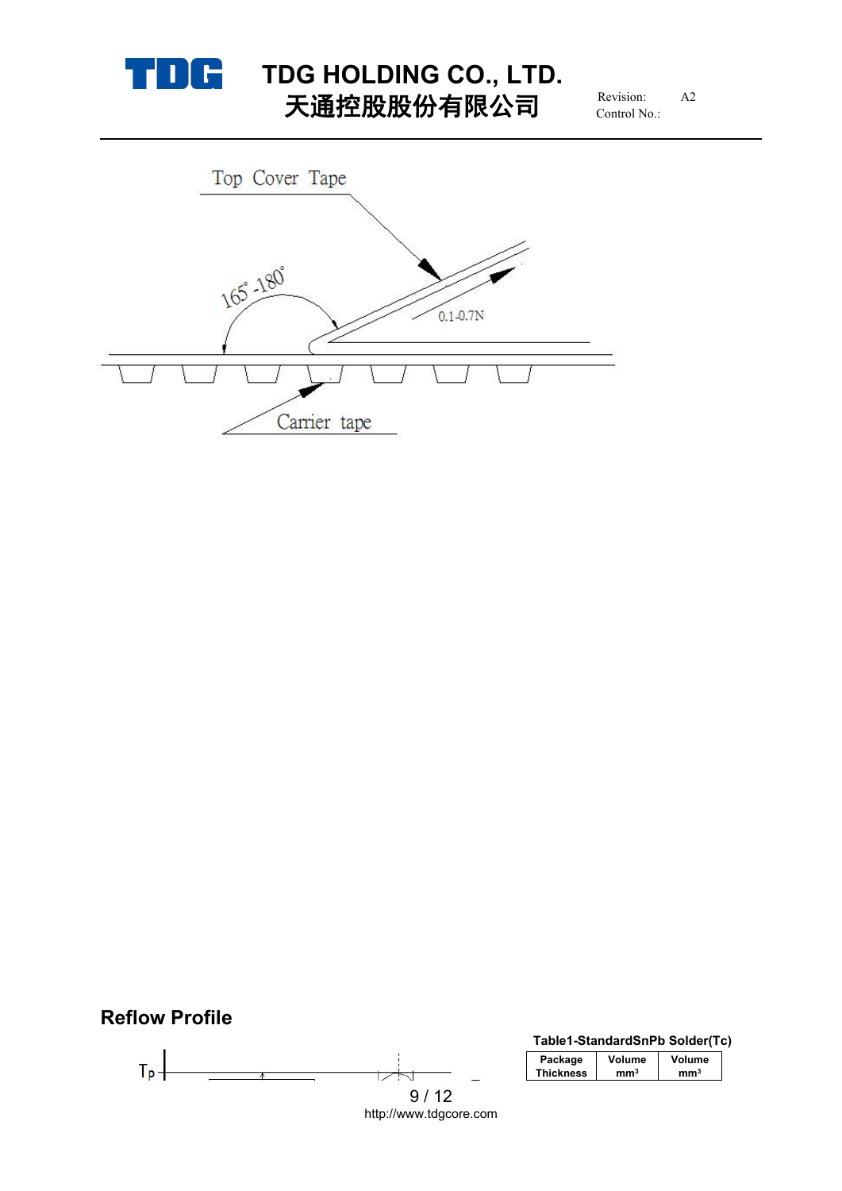Top Cover Tape

165°-180°

0.1-0.7N

Carrier tape

## Reflow Profile

Tp

**Table1-StandardSnPb Solder(Tc)**

| Package Thickness | Volume mm³ | Volume mm³ |
|---|---|---|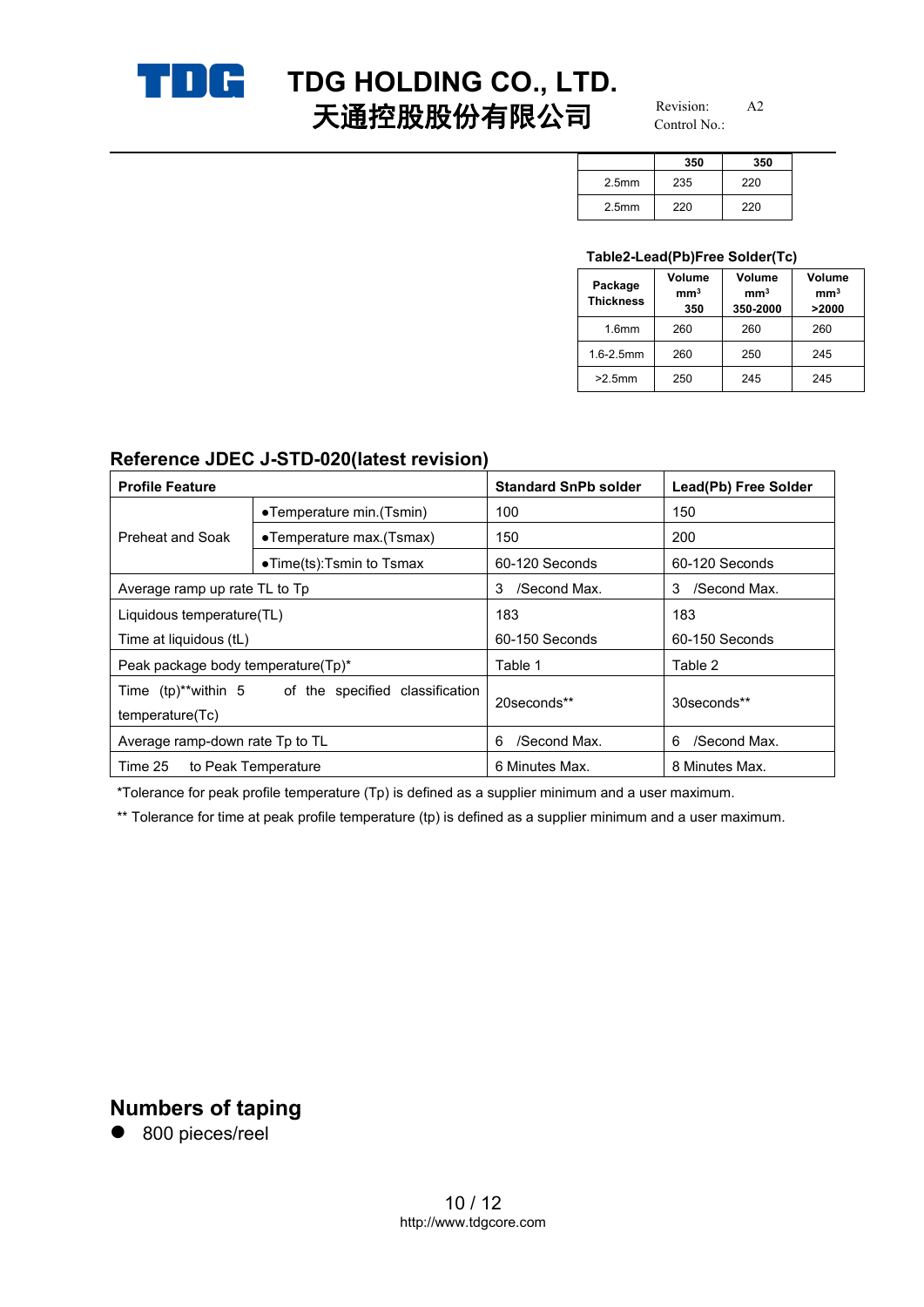|  | 350 | 350 |
|---|---|---|
| 2.5mm | 235 | 220 |
| 2.5mm | 220 | 220 |

**Table2-Lead(Pb)Free Solder(Tc)**

| Package Thickness | Volume mm³ 350 | Volume mm³ 350-2000 | Volume mm³ >2000 |
|---|---|---|---|
| 1.6mm | 260 | 260 | 260 |
| 1.6-2.5mm | 260 | 250 | 245 |
| >2.5mm | 250 | 245 | 245 |

## Reference JDEC J-STD-020(latest revision)

| Profile Feature | | Standard SnPb solder | Lead(Pb) Free Solder |
|---|---|---|---|
| Preheat and Soak | ●Temperature min.(Tsmin) | 100 | 150 |
| | ●Temperature max.(Tsmax) | 150 | 200 |
| | ●Time(ts):Tsmin to Tsmax | 60-120 Seconds | 60-120 Seconds |
| Average ramp up rate TL to Tp | | 3 /Second Max. | 3 /Second Max. |
| Liquidous temperature(TL)<br>Time at liquidous (tL) | | 183<br>60-150 Seconds | 183<br>60-150 Seconds |
| Peak package body temperature(Tp)* | | Table 1 | Table 2 |
| Time (tp)**within 5 of the specified classification temperature(Tc) | | 20seconds** | 30seconds** |
| Average ramp-down rate Tp to TL | | 6 /Second Max. | 6 /Second Max. |
| Time 25 to Peak Temperature | | 6 Minutes Max. | 8 Minutes Max. |

*Tolerance for peak profile temperature (Tp) is defined as a supplier minimum and a user maximum.

** Tolerance for time at peak profile temperature (tp) is defined as a supplier minimum and a user maximum.

## Numbers of taping

- 800 pieces/reel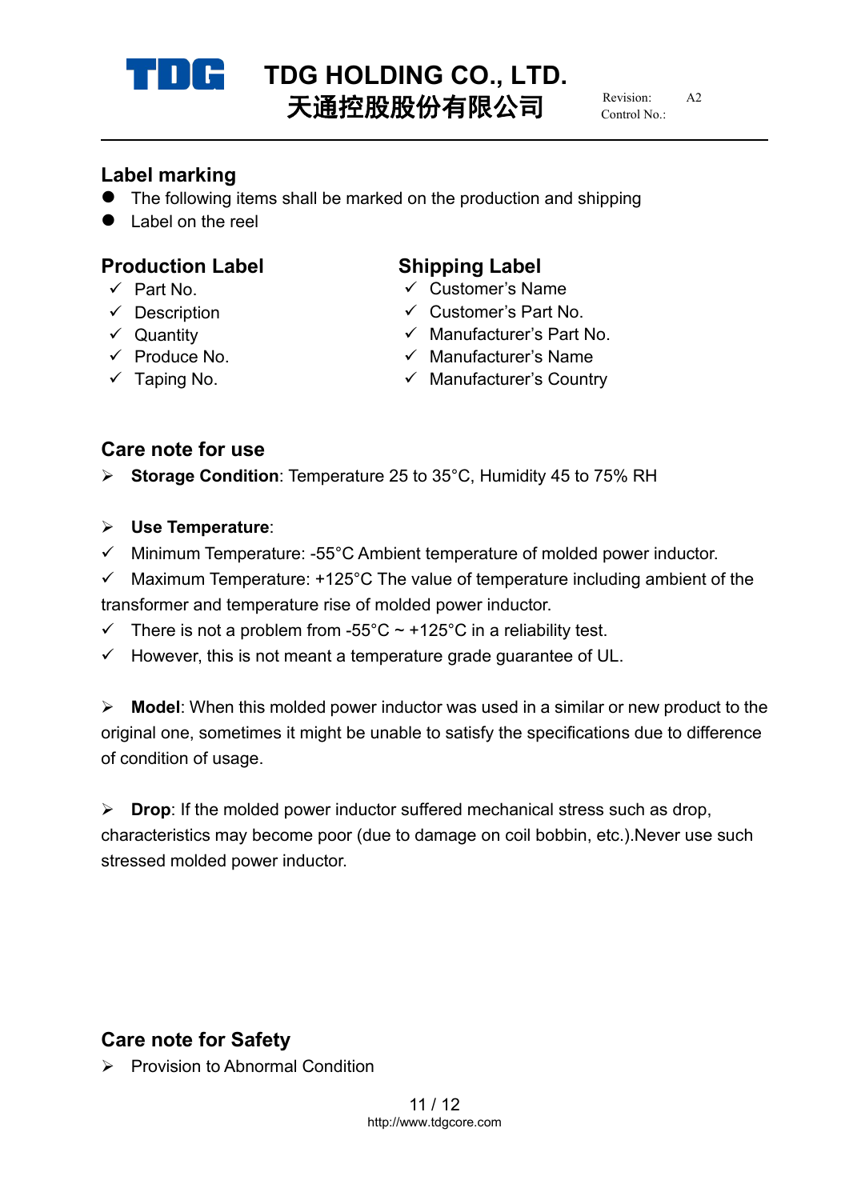## Label marking

- The following items shall be marked on the production and shipping
- Label on the reel

### Production Label

- ✓ Part No.
- ✓ Description
- ✓ Quantity
- ✓ Produce No.
- ✓ Taping No.

### Shipping Label

- ✓ Customer's Name
- ✓ Customer's Part No.
- ✓ Manufacturer's Part No.
- ✓ Manufacturer's Name
- ✓ Manufacturer's Country

## Care note for use

➢ **Storage Condition**: Temperature 25 to 35°C, Humidity 45 to 75% RH

➢ **Use Temperature**:

✓ Minimum Temperature: -55°C Ambient temperature of molded power inductor.

✓ Maximum Temperature: +125°C The value of temperature including ambient of the transformer and temperature rise of molded power inductor.

✓ There is not a problem from -55°C ~ +125°C in a reliability test.

✓ However, this is not meant a temperature grade guarantee of UL.

➢ **Model**: When this molded power inductor was used in a similar or new product to the original one, sometimes it might be unable to satisfy the specifications due to difference of condition of usage.

➢ **Drop**: If the molded power inductor suffered mechanical stress such as drop, characteristics may become poor (due to damage on coil bobbin, etc.).Never use such stressed molded power inductor.

## Care note for Safety

➢ Provision to Abnormal Condition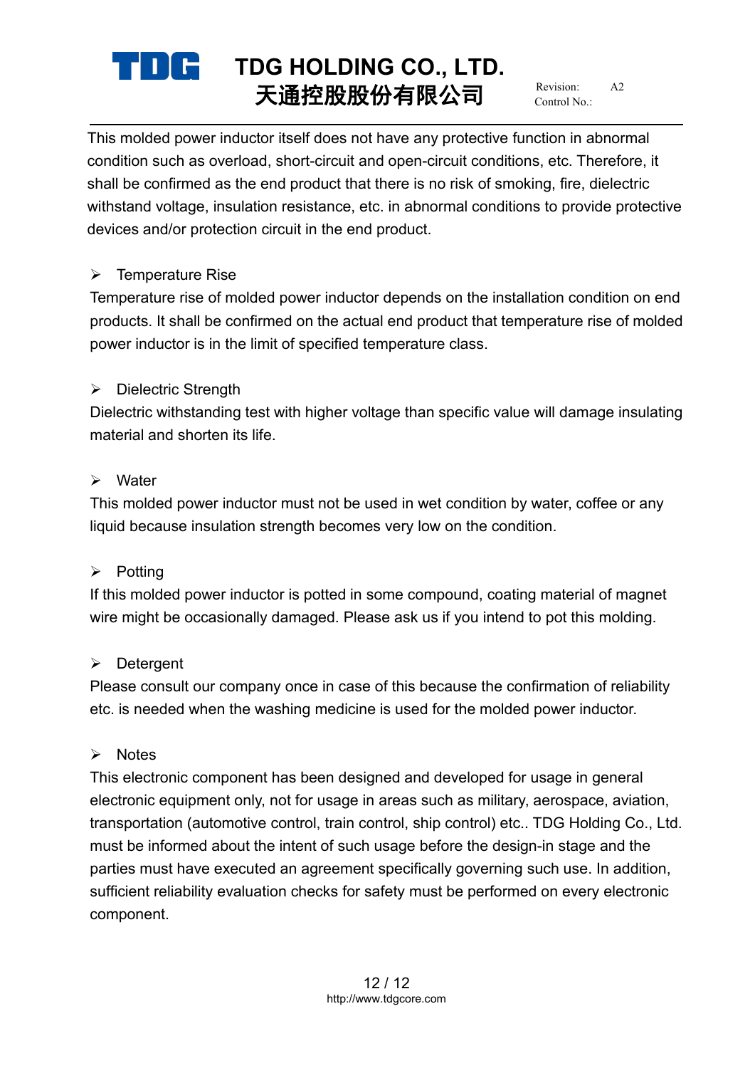This molded power inductor itself does not have any protective function in abnormal condition such as overload, short-circuit and open-circuit conditions, etc. Therefore, it shall be confirmed as the end product that there is no risk of smoking, fire, dielectric withstand voltage, insulation resistance, etc. in abnormal conditions to provide protective devices and/or protection circuit in the end product.

- Temperature Rise

Temperature rise of molded power inductor depends on the installation condition on end products. It shall be confirmed on the actual end product that temperature rise of molded power inductor is in the limit of specified temperature class.

- Dielectric Strength

Dielectric withstanding test with higher voltage than specific value will damage insulating material and shorten its life.

- Water

This molded power inductor must not be used in wet condition by water, coffee or any liquid because insulation strength becomes very low on the condition.

- Potting

If this molded power inductor is potted in some compound, coating material of magnet wire might be occasionally damaged. Please ask us if you intend to pot this molding.

- Detergent

Please consult our company once in case of this because the confirmation of reliability etc. is needed when the washing medicine is used for the molded power inductor.

- Notes

This electronic component has been designed and developed for usage in general electronic equipment only, not for usage in areas such as military, aerospace, aviation, transportation (automotive control, train control, ship control) etc.. TDG Holding Co., Ltd. must be informed about the intent of such usage before the design-in stage and the parties must have executed an agreement specifically governing such use. In addition, sufficient reliability evaluation checks for safety must be performed on every electronic component.